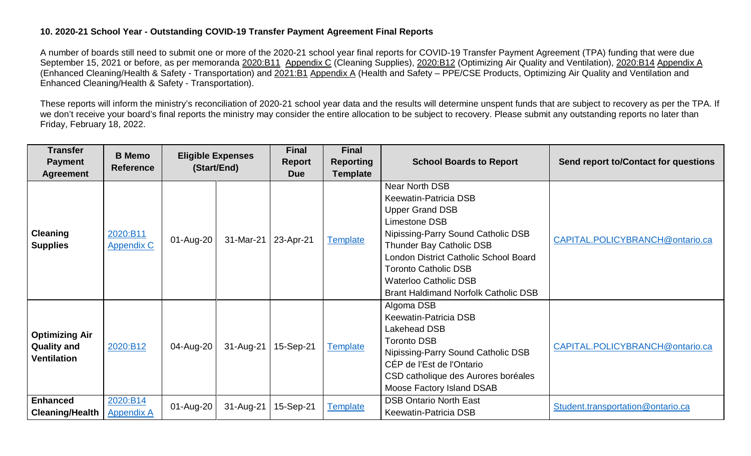### 10. 2020-21 School Year - Outstanding COVID-19 Transfer Payment Agreement Final Reports

A number of boards still need to submit one or more of the 2020-21 school year final reports for COVID-19 Transfer Payment Agreement (TPA) funding that were due September 15, 2021 or before, as per memoranda 2020:B11 Appendix C (Cleaning Supplies), 2020:B12 (Optimizing Air Quality and Ventilation), 2020:B14 Appendix A (Enhanced Cleaning/Health & Safety - Transportation) and 2021:B1 Appendix A (Health and Safety – PPE/CSE Products, Optimizing Air Quality and Ventilation and Enhanced Cleaning/Health & Safety - Transportation).

These reports will inform the ministry's reconciliation of 2020-21 school year data and the results will determine unspent funds that are subject to recovery as per the TPA. If we don't receive your board's final reports the ministry may consider the entire allocation to be subject to recovery. Please submit any outstanding reports no later than Friday, February 18, 2022.

| Transfer Payment Agreement | B Memo Reference | Eligible Expenses (Start/End) | | Final Report Due | Final Reporting Template | School Boards to Report | Send report to/Contact for questions |
|---|---|---|---|---|---|---|---|
| **Cleaning Supplies** | 2020:B11 Appendix C | 01-Aug-20 | 31-Mar-21 | 23-Apr-21 | Template | Near North DSB<br>Keewatin-Patricia DSB<br>Upper Grand DSB<br>Limestone DSB<br>Nipissing-Parry Sound Catholic DSB<br>Thunder Bay Catholic DSB<br>London District Catholic School Board<br>Toronto Catholic DSB<br>Waterloo Catholic DSB<br>Brant Haldimand Norfolk Catholic DSB | CAPITAL.POLICYBRANCH@ontario.ca |
| **Optimizing Air Quality and Ventilation** | 2020:B12 | 04-Aug-20 | 31-Aug-21 | 15-Sep-21 | Template | Algoma DSB<br>Keewatin-Patricia DSB<br>Lakehead DSB<br>Toronto DSB<br>Nipissing-Parry Sound Catholic DSB<br>CÉP de l'Est de l'Ontario<br>CSD catholique des Aurores boréales<br>Moose Factory Island DSAB | CAPITAL.POLICYBRANCH@ontario.ca |
| **Enhanced Cleaning/Health** | 2020:B14 Appendix A | 01-Aug-20 | 31-Aug-21 | 15-Sep-21 | Template | DSB Ontario North East<br>Keewatin-Patricia DSB | Student.transportation@ontario.ca |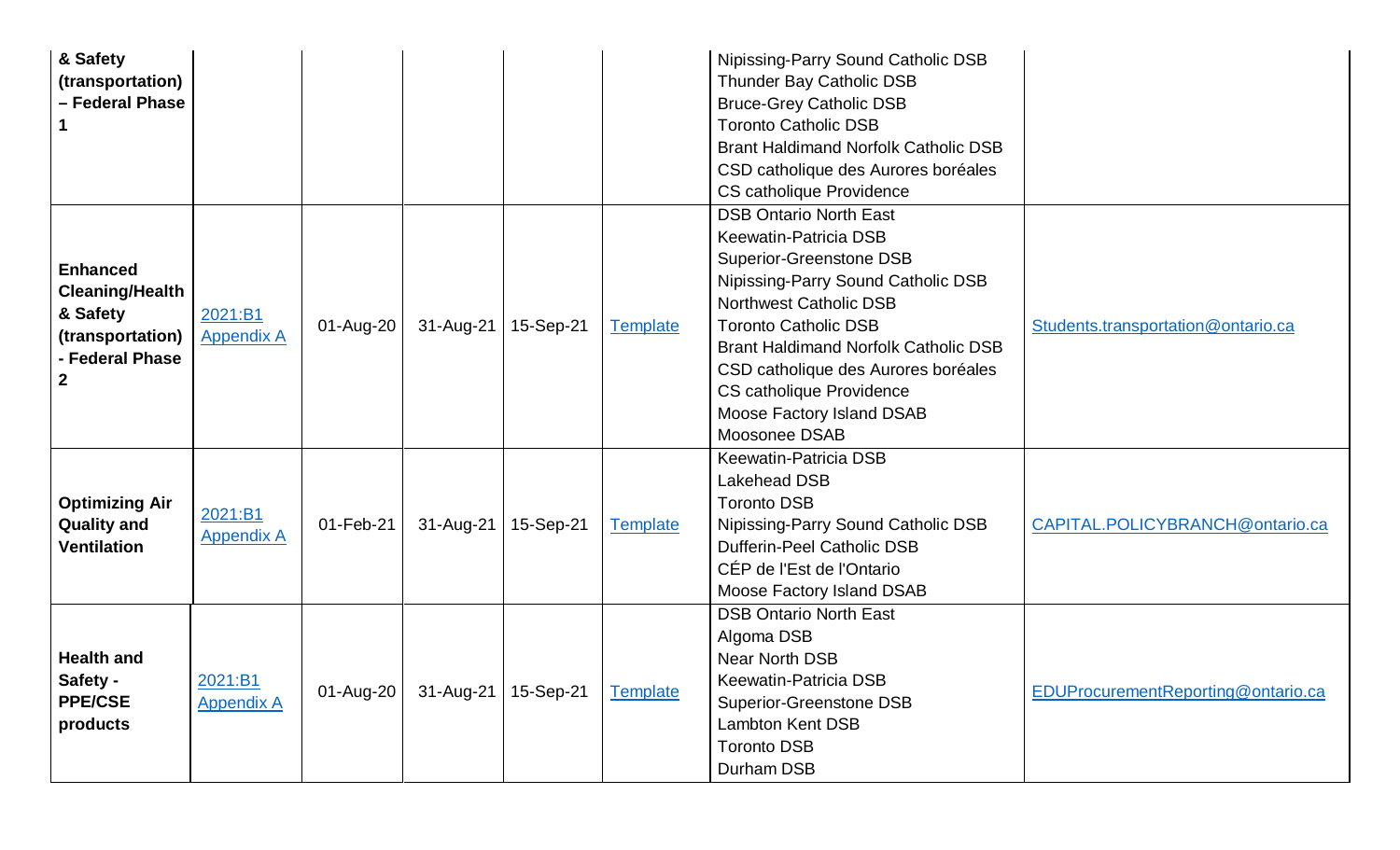|  |  |  |  |  |  |  |  |
|---|---|---|---|---|---|---|---|
| **& Safety (transportation) – Federal Phase 1** |  |  |  |  |  | Nipissing-Parry Sound Catholic DSB<br>Thunder Bay Catholic DSB<br>Bruce-Grey Catholic DSB<br>Toronto Catholic DSB<br>Brant Haldimand Norfolk Catholic DSB<br>CSD catholique des Aurores boréales<br>CS catholique Providence |  |
| **Enhanced Cleaning/Health & Safety (transportation) - Federal Phase 2** | 2021:B1 Appendix A | 01-Aug-20 | 31-Aug-21 | 15-Sep-21 | Template | DSB Ontario North East<br>Keewatin-Patricia DSB<br>Superior-Greenstone DSB<br>Nipissing-Parry Sound Catholic DSB<br>Northwest Catholic DSB<br>Toronto Catholic DSB<br>Brant Haldimand Norfolk Catholic DSB<br>CSD catholique des Aurores boréales<br>CS catholique Providence<br>Moose Factory Island DSAB<br>Moosonee DSAB | Students.transportation@ontario.ca |
| **Optimizing Air Quality and Ventilation** | 2021:B1 Appendix A | 01-Feb-21 | 31-Aug-21 | 15-Sep-21 | Template | Keewatin-Patricia DSB<br>Lakehead DSB<br>Toronto DSB<br>Nipissing-Parry Sound Catholic DSB<br>Dufferin-Peel Catholic DSB<br>CÉP de l'Est de l'Ontario<br>Moose Factory Island DSAB | CAPITAL.POLICYBRANCH@ontario.ca |
| **Health and Safety - PPE/CSE products** | 2021:B1 Appendix A | 01-Aug-20 | 31-Aug-21 | 15-Sep-21 | Template | DSB Ontario North East<br>Algoma DSB<br>Near North DSB<br>Keewatin-Patricia DSB<br>Superior-Greenstone DSB<br>Lambton Kent DSB<br>Toronto DSB<br>Durham DSB | EDUProcurementReporting@ontario.ca |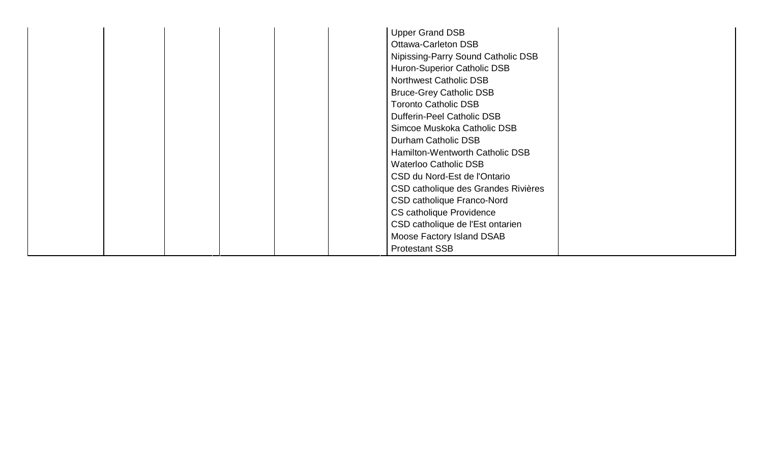| | | | | | | | |
|---|---|---|---|---|---|---|---|
| | | | | | | Upper Grand DSB<br>Ottawa-Carleton DSB<br>Nipissing-Parry Sound Catholic DSB<br>Huron-Superior Catholic DSB<br>Northwest Catholic DSB<br>Bruce-Grey Catholic DSB<br>Toronto Catholic DSB<br>Dufferin-Peel Catholic DSB<br>Simcoe Muskoka Catholic DSB<br>Durham Catholic DSB<br>Hamilton-Wentworth Catholic DSB<br>Waterloo Catholic DSB<br>CSD du Nord-Est de l'Ontario<br>CSD catholique des Grandes Rivières<br>CSD catholique Franco-Nord<br>CS catholique Providence<br>CSD catholique de l'Est ontarien<br>Moose Factory Island DSAB<br>Protestant SSB | |